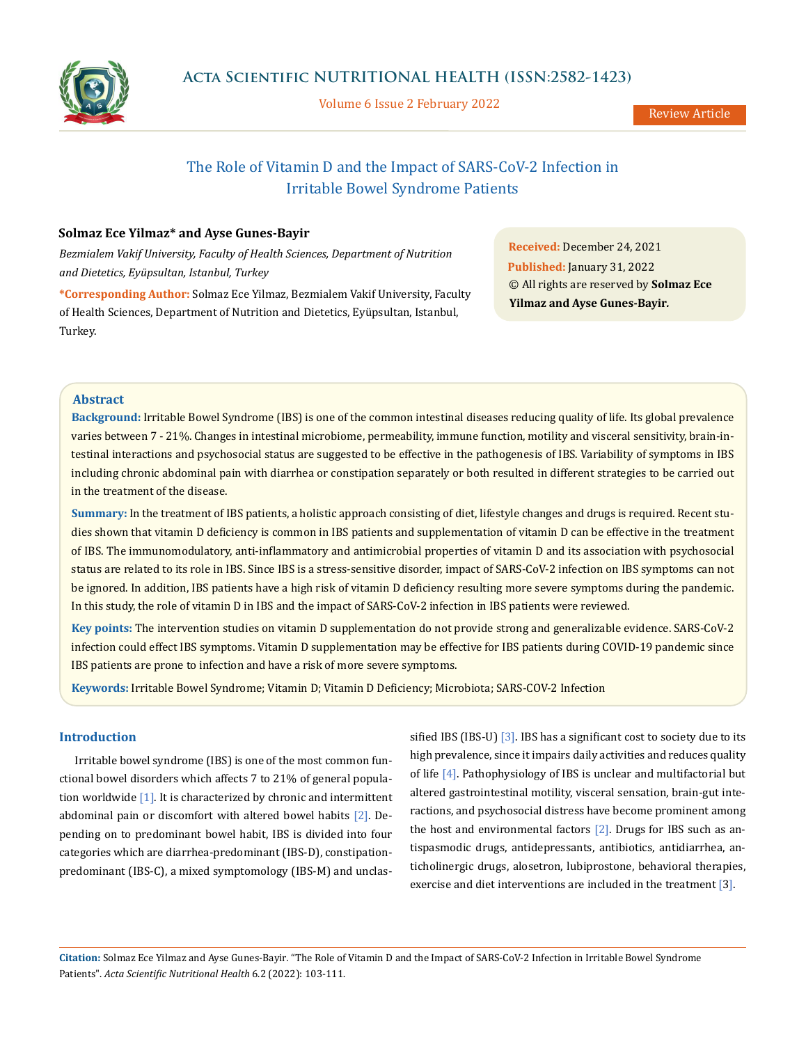# The Role of Vitamin D and the Impact of SARS-CoV-2 Infection in Irritable Bowel Syndrome Patients

**Solmaz Ece Yilmaz\* and Ayse Gunes-Bayir**

*Bezmialem Vakif University, Faculty of Health Sciences, Department of Nutrition and Dietetics, Eyüpsultan, Istanbul, Turkey*

**\*Corresponding Author:** Solmaz Ece Yilmaz, Bezmialem Vakif University, Faculty of Health Sciences, Department of Nutrition and Dietetics, Eyüpsultan, Istanbul, Turkey.

**Received:** December 24, 2021
**Published:** January 31, 2022
© All rights are reserved by **Solmaz Ece Yilmaz and Ayse Gunes-Bayir.**

## Abstract

**Background:** Irritable Bowel Syndrome (IBS) is one of the common intestinal diseases reducing quality of life. Its global prevalence varies between 7 - 21%. Changes in intestinal microbiome, permeability, immune function, motility and visceral sensitivity, brain-intestinal interactions and psychosocial status are suggested to be effective in the pathogenesis of IBS. Variability of symptoms in IBS including chronic abdominal pain with diarrhea or constipation separately or both resulted in different strategies to be carried out in the treatment of the disease.

**Summary:** In the treatment of IBS patients, a holistic approach consisting of diet, lifestyle changes and drugs is required. Recent studies shown that vitamin D deficiency is common in IBS patients and supplementation of vitamin D can be effective in the treatment of IBS. The immunomodulatory, anti-inflammatory and antimicrobial properties of vitamin D and its association with psychosocial status are related to its role in IBS. Since IBS is a stress-sensitive disorder, impact of SARS-CoV-2 infection on IBS symptoms can not be ignored. In addition, IBS patients have a high risk of vitamin D deficiency resulting more severe symptoms during the pandemic. In this study, the role of vitamin D in IBS and the impact of SARS-CoV-2 infection in IBS patients were reviewed.

**Key points:** The intervention studies on vitamin D supplementation do not provide strong and generalizable evidence. SARS-CoV-2 infection could effect IBS symptoms. Vitamin D supplementation may be effective for IBS patients during COVID-19 pandemic since IBS patients are prone to infection and have a risk of more severe symptoms.

**Keywords:** Irritable Bowel Syndrome; Vitamin D; Vitamin D Deficiency; Microbiota; SARS-COV-2 Infection

## Introduction

Irritable bowel syndrome (IBS) is one of the most common functional bowel disorders which affects 7 to 21% of general population worldwide [1]. It is characterized by chronic and intermittent abdominal pain or discomfort with altered bowel habits [2]. Depending on to predominant bowel habit, IBS is divided into four categories which are diarrhea-predominant (IBS-D), constipation-predominant (IBS-C), a mixed symptomology (IBS-M) and unclassified IBS (IBS-U) [3]. IBS has a significant cost to society due to its high prevalence, since it impairs daily activities and reduces quality of life [4]. Pathophysiology of IBS is unclear and multifactorial but altered gastrointestinal motility, visceral sensation, brain-gut interactions, and psychosocial distress have become prominent among the host and environmental factors [2]. Drugs for IBS such as antispasmodic drugs, antidepressants, antibiotics, antidiarrhea, anticholinergic drugs, alosetron, lubiprostone, behavioral therapies, exercise and diet interventions are included in the treatment [3].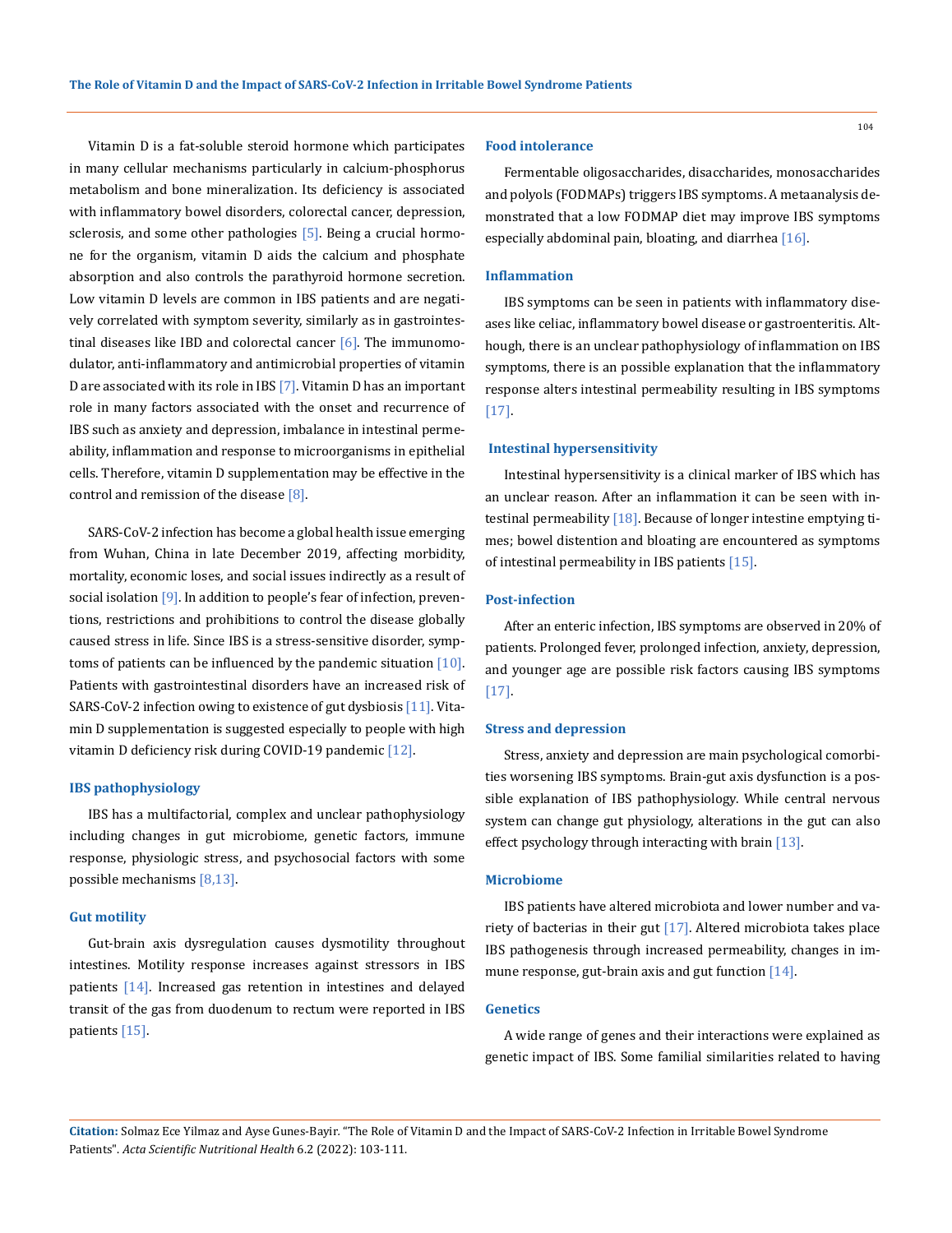Vitamin D is a fat-soluble steroid hormone which participates in many cellular mechanisms particularly in calcium-phosphorus metabolism and bone mineralization. Its deficiency is associated with inflammatory bowel disorders, colorectal cancer, depression, sclerosis, and some other pathologies [5]. Being a crucial hormone for the organism, vitamin D aids the calcium and phosphate absorption and also controls the parathyroid hormone secretion. Low vitamin D levels are common in IBS patients and are negatively correlated with symptom severity, similarly as in gastrointestinal diseases like IBD and colorectal cancer [6]. The immunomodulator, anti-inflammatory and antimicrobial properties of vitamin D are associated with its role in IBS [7]. Vitamin D has an important role in many factors associated with the onset and recurrence of IBS such as anxiety and depression, imbalance in intestinal permeability, inflammation and response to microorganisms in epithelial cells. Therefore, vitamin D supplementation may be effective in the control and remission of the disease [8].

SARS-CoV-2 infection has become a global health issue emerging from Wuhan, China in late December 2019, affecting morbidity, mortality, economic loses, and social issues indirectly as a result of social isolation [9]. In addition to people's fear of infection, preventions, restrictions and prohibitions to control the disease globally caused stress in life. Since IBS is a stress-sensitive disorder, symptoms of patients can be influenced by the pandemic situation [10]. Patients with gastrointestinal disorders have an increased risk of SARS-CoV-2 infection owing to existence of gut dysbiosis [11]. Vitamin D supplementation is suggested especially to people with high vitamin D deficiency risk during COVID-19 pandemic [12].

### IBS pathophysiology

IBS has a multifactorial, complex and unclear pathophysiology including changes in gut microbiome, genetic factors, immune response, physiologic stress, and psychosocial factors with some possible mechanisms [8,13].

#### Gut motility

Gut-brain axis dysregulation causes dysmotility throughout intestines. Motility response increases against stressors in IBS patients [14]. Increased gas retention in intestines and delayed transit of the gas from duodenum to rectum were reported in IBS patients [15].

#### Food intolerance

Fermentable oligosaccharides, disaccharides, monosaccharides and polyols (FODMAPs) triggers IBS symptoms. A metaanalysis demonstrated that a low FODMAP diet may improve IBS symptoms especially abdominal pain, bloating, and diarrhea [16].

#### Inflammation

IBS symptoms can be seen in patients with inflammatory diseases like celiac, inflammatory bowel disease or gastroenteritis. Although, there is an unclear pathophysiology of inflammation on IBS symptoms, there is an possible explanation that the inflammatory response alters intestinal permeability resulting in IBS symptoms [17].

#### Intestinal hypersensitivity

Intestinal hypersensitivity is a clinical marker of IBS which has an unclear reason. After an inflammation it can be seen with intestinal permeability [18]. Because of longer intestine emptying times; bowel distention and bloating are encountered as symptoms of intestinal permeability in IBS patients [15].

#### Post-infection

After an enteric infection, IBS symptoms are observed in 20% of patients. Prolonged fever, prolonged infection, anxiety, depression, and younger age are possible risk factors causing IBS symptoms [17].

#### Stress and depression

Stress, anxiety and depression are main psychological comorbities worsening IBS symptoms. Brain-gut axis dysfunction is a possible explanation of IBS pathophysiology. While central nervous system can change gut physiology, alterations in the gut can also effect psychology through interacting with brain [13].

#### Microbiome

IBS patients have altered microbiota and lower number and variety of bacterias in their gut [17]. Altered microbiota takes place IBS pathogenesis through increased permeability, changes in immune response, gut-brain axis and gut function [14].

#### Genetics

A wide range of genes and their interactions were explained as genetic impact of IBS. Some familial similarities related to having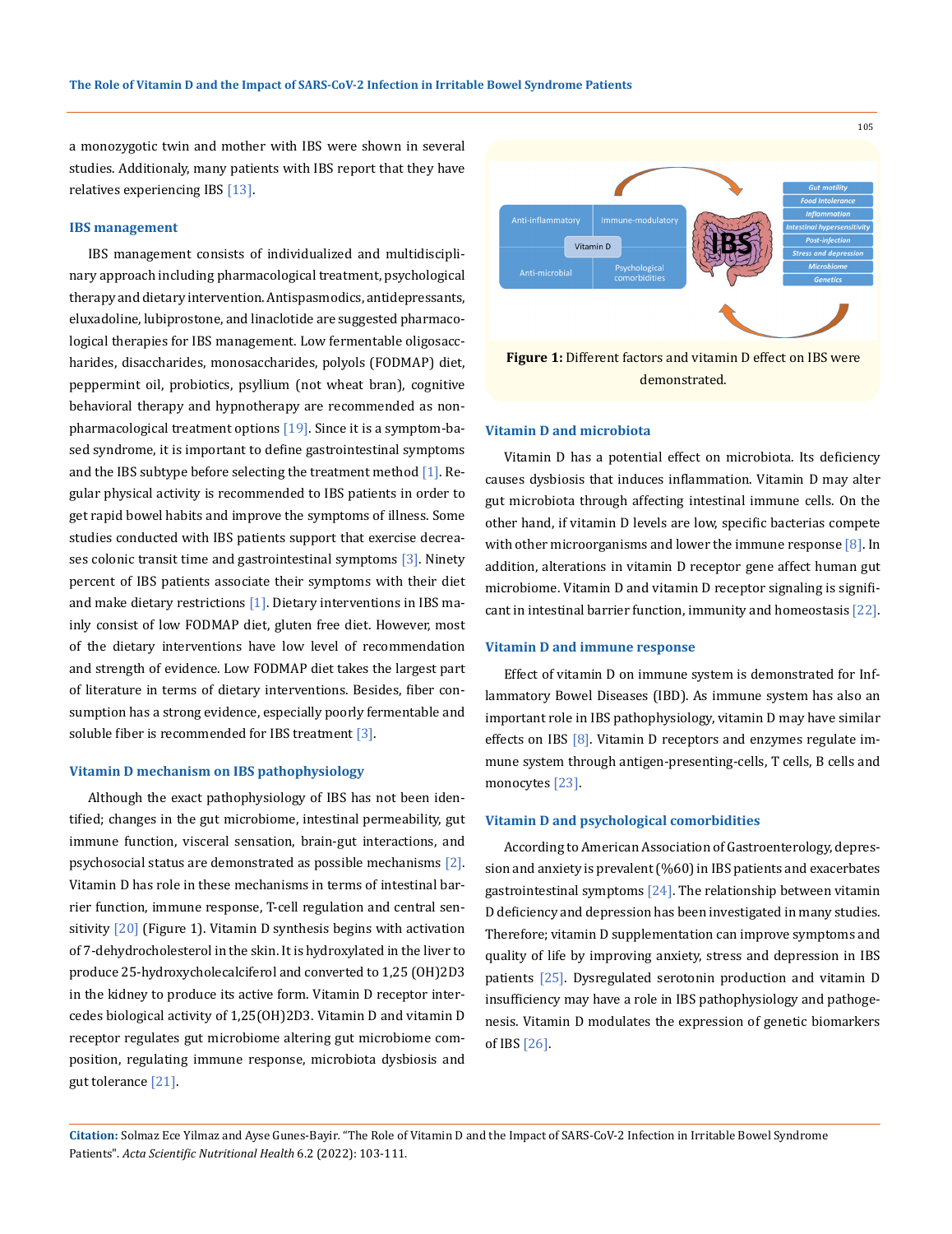a monozygotic twin and mother with IBS were shown in several studies. Additionaly, many patients with IBS report that they have relatives experiencing IBS [13].

### IBS management

IBS management consists of individualized and multidisciplinary approach including pharmacological treatment, psychological therapy and dietary intervention. Antispasmodics, antidepressants, eluxadoline, lubiprostone, and linaclotide are suggested pharmacological therapies for IBS management. Low fermentable oligosaccharides, disaccharides, monosaccharides, polyols (FODMAP) diet, peppermint oil, probiotics, psyllium (not wheat bran), cognitive behavioral therapy and hypnotherapy are recommended as non-pharmacological treatment options [19]. Since it is a symptom-based syndrome, it is important to define gastrointestinal symptoms and the IBS subtype before selecting the treatment method [1]. Regular physical activity is recommended to IBS patients in order to get rapid bowel habits and improve the symptoms of illness. Some studies conducted with IBS patients support that exercise decreases colonic transit time and gastrointestinal symptoms [3]. Ninety percent of IBS patients associate their symptoms with their diet and make dietary restrictions [1]. Dietary interventions in IBS mainly consist of low FODMAP diet, gluten free diet. However, most of the dietary interventions have low level of recommendation and strength of evidence. Low FODMAP diet takes the largest part of literature in terms of dietary interventions. Besides, fiber consumption has a strong evidence, especially poorly fermentable and soluble fiber is recommended for IBS treatment [3].

### Vitamin D mechanism on IBS pathophysiology

Although the exact pathophysiology of IBS has not been identified; changes in the gut microbiome, intestinal permeability, gut immune function, visceral sensation, brain-gut interactions, and psychosocial status are demonstrated as possible mechanisms [2]. Vitamin D has role in these mechanisms in terms of intestinal barrier function, immune response, T-cell regulation and central sensitivity [20] (Figure 1). Vitamin D synthesis begins with activation of 7-dehydrocholesterol in the skin. It is hydroxylated in the liver to produce 25-hydroxycholecalciferol and converted to 1,25 $(OH)_2D_3$ in the kidney to produce its active form. Vitamin D receptor intercedes biological activity of 1,25$(OH)_2D_3$. Vitamin D and vitamin D receptor regulates gut microbiome altering gut microbiome composition, regulating immune response, microbiota dysbiosis and gut tolerance [21].

**Figure 1:** Different factors and vitamin D effect on IBS were demonstrated.

### Vitamin D and microbiota

Vitamin D has a potential effect on microbiota. Its deficiency causes dysbiosis that induces inflammation. Vitamin D may alter gut microbiota through affecting intestinal immune cells. On the other hand, if vitamin D levels are low, specific bacterias compete with other microorganisms and lower the immune response [8]. In addition, alterations in vitamin D receptor gene affect human gut microbiome. Vitamin D and vitamin D receptor signaling is significant in intestinal barrier function, immunity and homeostasis [22].

### Vitamin D and immune response

Effect of vitamin D on immune system is demonstrated for Inflammatory Bowel Diseases (IBD). As immune system has also an important role in IBS pathophysiology, vitamin D may have similar effects on IBS [8]. Vitamin D receptors and enzymes regulate immune system through antigen-presenting-cells, T cells, B cells and monocytes [23].

### Vitamin D and psychological comorbidities

According to American Association of Gastroenterology, depression and anxiety is prevalent (%60) in IBS patients and exacerbates gastrointestinal symptoms [24]. The relationship between vitamin D deficiency and depression has been investigated in many studies. Therefore; vitamin D supplementation can improve symptoms and quality of life by improving anxiety, stress and depression in IBS patients [25]. Dysregulated serotonin production and vitamin D insufficiency may have a role in IBS pathophysiology and pathogenesis. Vitamin D modulates the expression of genetic biomarkers of IBS [26].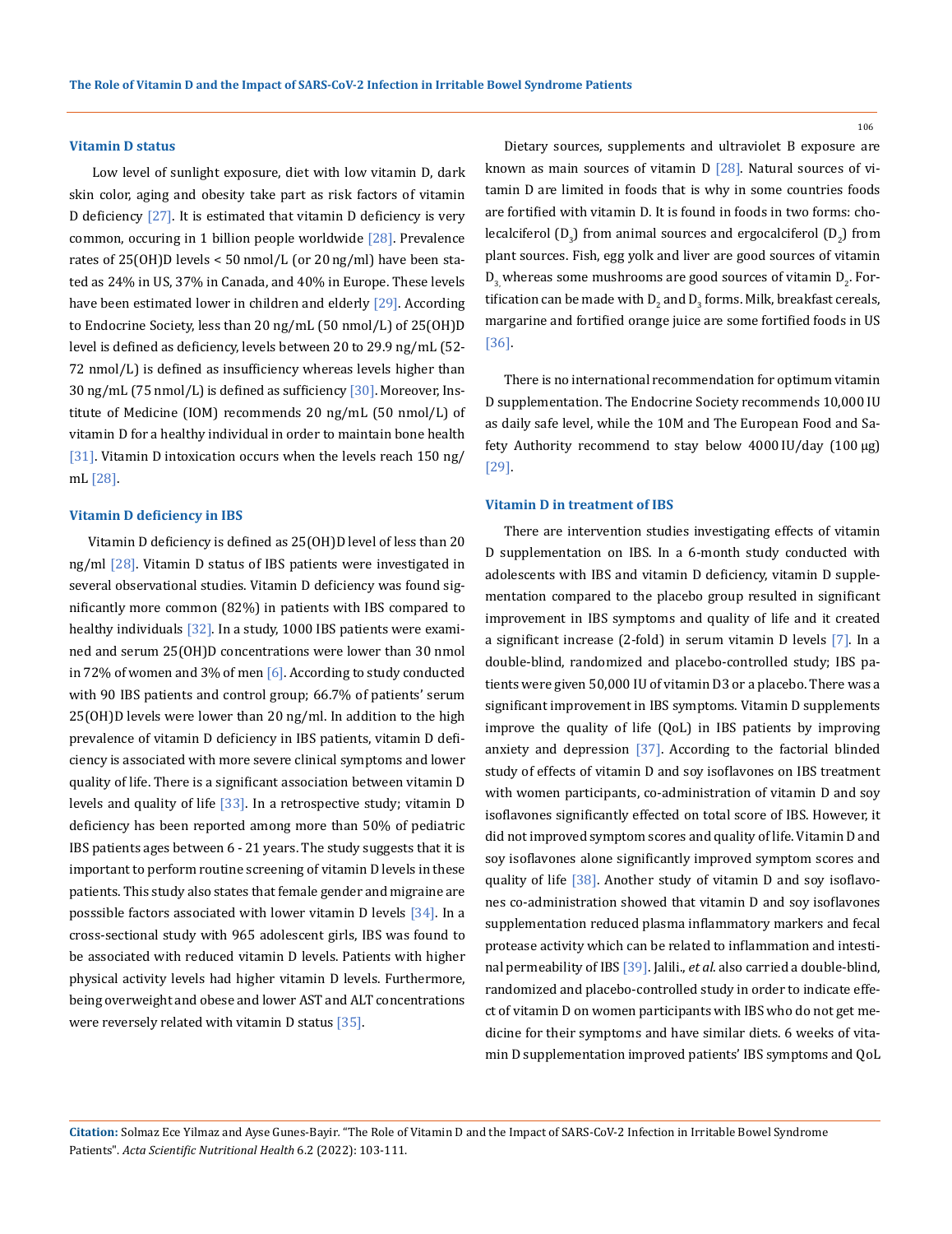### Vitamin D status

Low level of sunlight exposure, diet with low vitamin D, dark skin color, aging and obesity take part as risk factors of vitamin D deficiency [27]. It is estimated that vitamin D deficiency is very common, occuring in 1 billion people worldwide [28]. Prevalence rates of 25(OH)D levels < 50 nmol/L (or 20 ng/ml) have been stated as 24% in US, 37% in Canada, and 40% in Europe. These levels have been estimated lower in children and elderly [29]. According to Endocrine Society, less than 20 ng/mL (50 nmol/L) of 25(OH)D level is defined as deficiency, levels between 20 to 29.9 ng/mL (52-72 nmol/L) is defined as insufficiency whereas levels higher than 30 ng/mL (75 nmol/L) is defined as sufficiency [30]. Moreover, Institute of Medicine (IOM) recommends 20 ng/mL (50 nmol/L) of vitamin D for a healthy individual in order to maintain bone health [31]. Vitamin D intoxication occurs when the levels reach 150 ng/mL [28].

### Vitamin D deficiency in IBS

Vitamin D deficiency is defined as 25(OH)D level of less than 20 ng/ml [28]. Vitamin D status of IBS patients were investigated in several observational studies. Vitamin D deficiency was found significantly more common (82%) in patients with IBS compared to healthy individuals [32]. In a study, 1000 IBS patients were examined and serum 25(OH)D concentrations were lower than 30 nmol in 72% of women and 3% of men [6]. According to study conducted with 90 IBS patients and control group; 66.7% of patients' serum 25(OH)D levels were lower than 20 ng/ml. In addition to the high prevalence of vitamin D deficiency in IBS patients, vitamin D deficiency is associated with more severe clinical symptoms and lower quality of life. There is a significant association between vitamin D levels and quality of life [33]. In a retrospective study; vitamin D deficiency has been reported among more than 50% of pediatric IBS patients ages between 6 - 21 years. The study suggests that it is important to perform routine screening of vitamin D levels in these patients. This study also states that female gender and migraine are posssible factors associated with lower vitamin D levels [34]. In a cross-sectional study with 965 adolescent girls, IBS was found to be associated with reduced vitamin D levels. Patients with higher physical activity levels had higher vitamin D levels. Furthermore, being overweight and obese and lower AST and ALT concentrations were reversely related with vitamin D status [35].

Dietary sources, supplements and ultraviolet B exposure are known as main sources of vitamin D [28]. Natural sources of vitamin D are limited in foods that is why in some countries foods are fortified with vitamin D. It is found in foods in two forms: cholecalciferol ($D_3$) from animal sources and ergocalciferol ($D_2$) from plant sources. Fish, egg yolk and liver are good sources of vitamin $D_3$, whereas some mushrooms are good sources of vitamin $D_2$. Fortification can be made with $D_2$ and $D_3$ forms. Milk, breakfast cereals, margarine and fortified orange juice are some fortified foods in US [36].

There is no international recommendation for optimum vitamin D supplementation. The Endocrine Society recommends 10,000 IU as daily safe level, while the 10M and The European Food and Safety Authority recommend to stay below 4000 IU/day (100 μg) [29].

### Vitamin D in treatment of IBS

There are intervention studies investigating effects of vitamin D supplementation on IBS. In a 6-month study conducted with adolescents with IBS and vitamin D deficiency, vitamin D supplementation compared to the placebo group resulted in significant improvement in IBS symptoms and quality of life and it created a significant increase (2-fold) in serum vitamin D levels [7]. In a double-blind, randomized and placebo-controlled study; IBS patients were given 50,000 IU of vitamin D3 or a placebo. There was a significant improvement in IBS symptoms. Vitamin D supplements improve the quality of life (QoL) in IBS patients by improving anxiety and depression [37]. According to the factorial blinded study of effects of vitamin D and soy isoflavones on IBS treatment with women participants, co-administration of vitamin D and soy isoflavones significantly effected on total score of IBS. However, it did not improved symptom scores and quality of life. Vitamin D and soy isoflavones alone significantly improved symptom scores and quality of life [38]. Another study of vitamin D and soy isoflavones co-administration showed that vitamin D and soy isoflavones supplementation reduced plasma inflammatory markers and fecal protease activity which can be related to inflammation and intestinal permeability of IBS [39]. Jalili., *et al.* also carried a double-blind, randomized and placebo-controlled study in order to indicate effect of vitamin D on women participants with IBS who do not get medicine for their symptoms and have similar diets. 6 weeks of vitamin D supplementation improved patients' IBS symptoms and QoL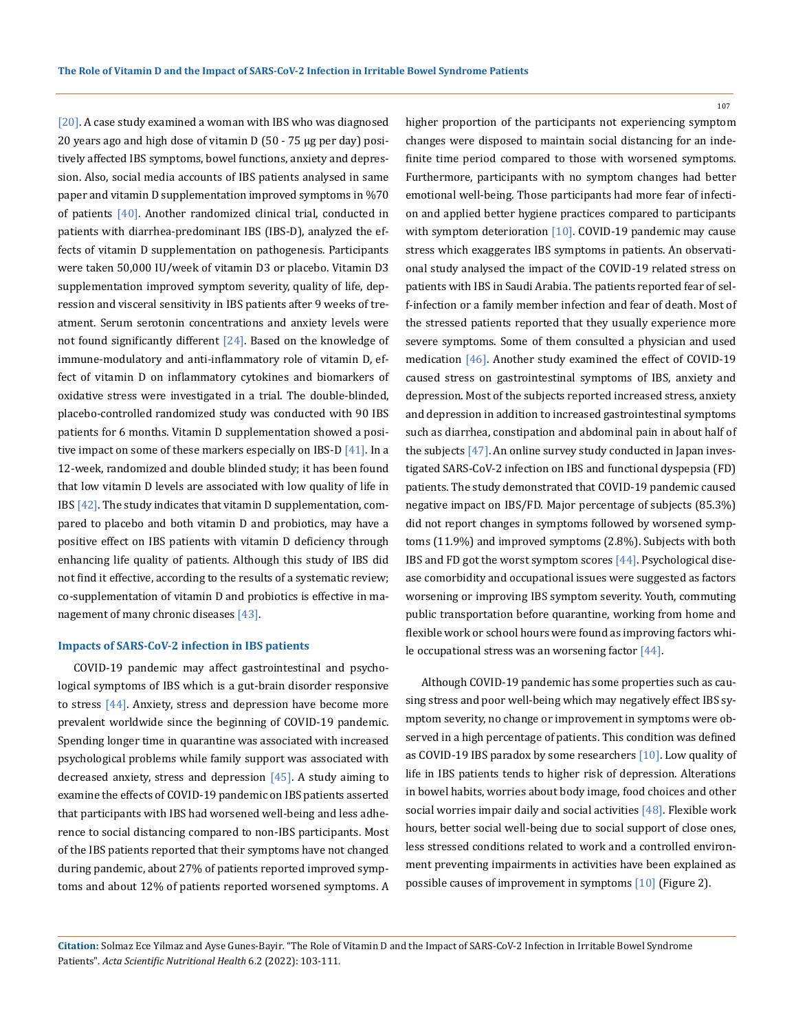[20]. A case study examined a woman with IBS who was diagnosed 20 years ago and high dose of vitamin D (50 - 75 µg per day) positively affected IBS symptoms, bowel functions, anxiety and depression. Also, social media accounts of IBS patients analysed in same paper and vitamin D supplementation improved symptoms in %70 of patients [40]. Another randomized clinical trial, conducted in patients with diarrhea-predominant IBS (IBS-D), analyzed the effects of vitamin D supplementation on pathogenesis. Participants were taken 50,000 IU/week of vitamin D3 or placebo. Vitamin D3 supplementation improved symptom severity, quality of life, depression and visceral sensitivity in IBS patients after 9 weeks of treatment. Serum serotonin concentrations and anxiety levels were not found significantly different [24]. Based on the knowledge of immune-modulatory and anti-inflammatory role of vitamin D, effect of vitamin D on inflammatory cytokines and biomarkers of oxidative stress were investigated in a trial. The double-blinded, placebo-controlled randomized study was conducted with 90 IBS patients for 6 months. Vitamin D supplementation showed a positive impact on some of these markers especially on IBS-D [41]. In a 12-week, randomized and double blinded study; it has been found that low vitamin D levels are associated with low quality of life in IBS [42]. The study indicates that vitamin D supplementation, compared to placebo and both vitamin D and probiotics, may have a positive effect on IBS patients with vitamin D deficiency through enhancing life quality of patients. Although this study of IBS did not find it effective, according to the results of a systematic review; co-supplementation of vitamin D and probiotics is effective in management of many chronic diseases [43].

### Impacts of SARS-CoV-2 infection in IBS patients

COVID-19 pandemic may affect gastrointestinal and psychological symptoms of IBS which is a gut-brain disorder responsive to stress [44]. Anxiety, stress and depression have become more prevalent worldwide since the beginning of COVID-19 pandemic. Spending longer time in quarantine was associated with increased psychological problems while family support was associated with decreased anxiety, stress and depression [45]. A study aiming to examine the effects of COVID-19 pandemic on IBS patients asserted that participants with IBS had worsened well-being and less adherence to social distancing compared to non-IBS participants. Most of the IBS patients reported that their symptoms have not changed during pandemic, about 27% of patients reported improved symptoms and about 12% of patients reported worsened symptoms. A higher proportion of the participants not experiencing symptom changes were disposed to maintain social distancing for an indefinite time period compared to those with worsened symptoms. Furthermore, participants with no symptom changes had better emotional well-being. Those participants had more fear of infection and applied better hygiene practices compared to participants with symptom deterioration [10]. COVID-19 pandemic may cause stress which exaggerates IBS symptoms in patients. An observational study analysed the impact of the COVID-19 related stress on patients with IBS in Saudi Arabia. The patients reported fear of self-infection or a family member infection and fear of death. Most of the stressed patients reported that they usually experience more severe symptoms. Some of them consulted a physician and used medication [46]. Another study examined the effect of COVID-19 caused stress on gastrointestinal symptoms of IBS, anxiety and depression. Most of the subjects reported increased stress, anxiety and depression in addition to increased gastrointestinal symptoms such as diarrhea, constipation and abdominal pain in about half of the subjects [47]. An online survey study conducted in Japan investigated SARS-CoV-2 infection on IBS and functional dyspepsia (FD) patients. The study demonstrated that COVID-19 pandemic caused negative impact on IBS/FD. Major percentage of subjects (85.3%) did not report changes in symptoms followed by worsened symptoms (11.9%) and improved symptoms (2.8%). Subjects with both IBS and FD got the worst symptom scores [44]. Psychological disease comorbidity and occupational issues were suggested as factors worsening or improving IBS symptom severity. Youth, commuting public transportation before quarantine, working from home and flexible work or school hours were found as improving factors while occupational stress was an worsening factor [44].

Although COVID-19 pandemic has some properties such as causing stress and poor well-being which may negatively effect IBS symptom severity, no change or improvement in symptoms were observed in a high percentage of patients. This condition was defined as COVID-19 IBS paradox by some researchers [10]. Low quality of life in IBS patients tends to higher risk of depression. Alterations in bowel habits, worries about body image, food choices and other social worries impair daily and social activities [48]. Flexible work hours, better social well-being due to social support of close ones, less stressed conditions related to work and a controlled environment preventing impairments in activities have been explained as possible causes of improvement in symptoms [10] (Figure 2).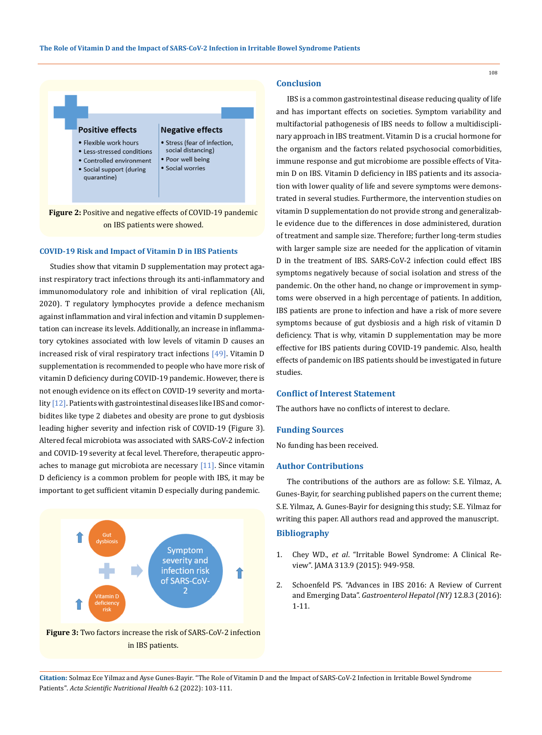Figure 2: Positive and negative effects of COVID-19 pandemic on IBS patients were showed.

### COVID-19 Risk and Impact of Vitamin D in IBS Patients

Studies show that vitamin D supplementation may protect against respiratory tract infections through its anti-inflammatory and immunomodulatory role and inhibition of viral replication (Ali, 2020). T regulatory lymphocytes provide a defence mechanism against inflammation and viral infection and vitamin D supplementation can increase its levels. Additionally, an increase in inflammatory cytokines associated with low levels of vitamin D causes an increased risk of viral respiratory tract infections [49]. Vitamin D supplementation is recommended to people who have more risk of vitamin D deficiency during COVID-19 pandemic. However, there is not enough evidence on its effect on COVID-19 severity and mortality [12]. Patients with gastrointestinal diseases like IBS and comorbidites like type 2 diabetes and obesity are prone to gut dysbiosis leading higher severity and infection risk of COVID-19 (Figure 3). Altered fecal microbiota was associated with SARS-CoV-2 infection and COVID-19 severity at fecal level. Therefore, therapeutic approaches to manage gut microbiota are necessary [11]. Since vitamin D deficiency is a common problem for people with IBS, it may be important to get sufficient vitamin D especially during pandemic.

Figure 3: Two factors increase the risk of SARS-CoV-2 infection in IBS patients.

## Conclusion

IBS is a common gastrointestinal disease reducing quality of life and has important effects on societies. Symptom variability and multifactorial pathogenesis of IBS needs to follow a multidisciplinary approach in IBS treatment. Vitamin D is a crucial hormone for the organism and the factors related psychosocial comorbidities, immune response and gut microbiome are possible effects of Vitamin D on IBS. Vitamin D deficiency in IBS patients and its association with lower quality of life and severe symptoms were demonstrated in several studies. Furthermore, the intervention studies on vitamin D supplementation do not provide strong and generalizable evidence due to the differences in dose administered, duration of treatment and sample size. Therefore; further long-term studies with larger sample size are needed for the application of vitamin D in the treatment of IBS. SARS-CoV-2 infection could effect IBS symptoms negatively because of social isolation and stress of the pandemic. On the other hand, no change or improvement in symptoms were observed in a high percentage of patients. In addition, IBS patients are prone to infection and have a risk of more severe symptoms because of gut dysbiosis and a high risk of vitamin D deficiency. That is why, vitamin D supplementation may be more effective for IBS patients during COVID-19 pandemic. Also, health effects of pandemic on IBS patients should be investigated in future studies.

## Conflict of Interest Statement

The authors have no conflicts of interest to declare.

## Funding Sources

No funding has been received.

## Author Contributions

The contributions of the authors are as follow: S.E. Yilmaz, A. Gunes-Bayir, for searching published papers on the current theme; S.E. Yilmaz, A. Gunes-Bayir for designing this study; S.E. Yilmaz for writing this paper. All authors read and approved the manuscript.

## Bibliography

1. Chey WD., *et al*. "Irritable Bowel Syndrome: A Clinical Review". JAMA 313.9 (2015): 949-958.
2. Schoenfeld PS. "Advances in IBS 2016: A Review of Current and Emerging Data". *Gastroenterol Hepatol (NY)* 12.8.3 (2016): 1-11.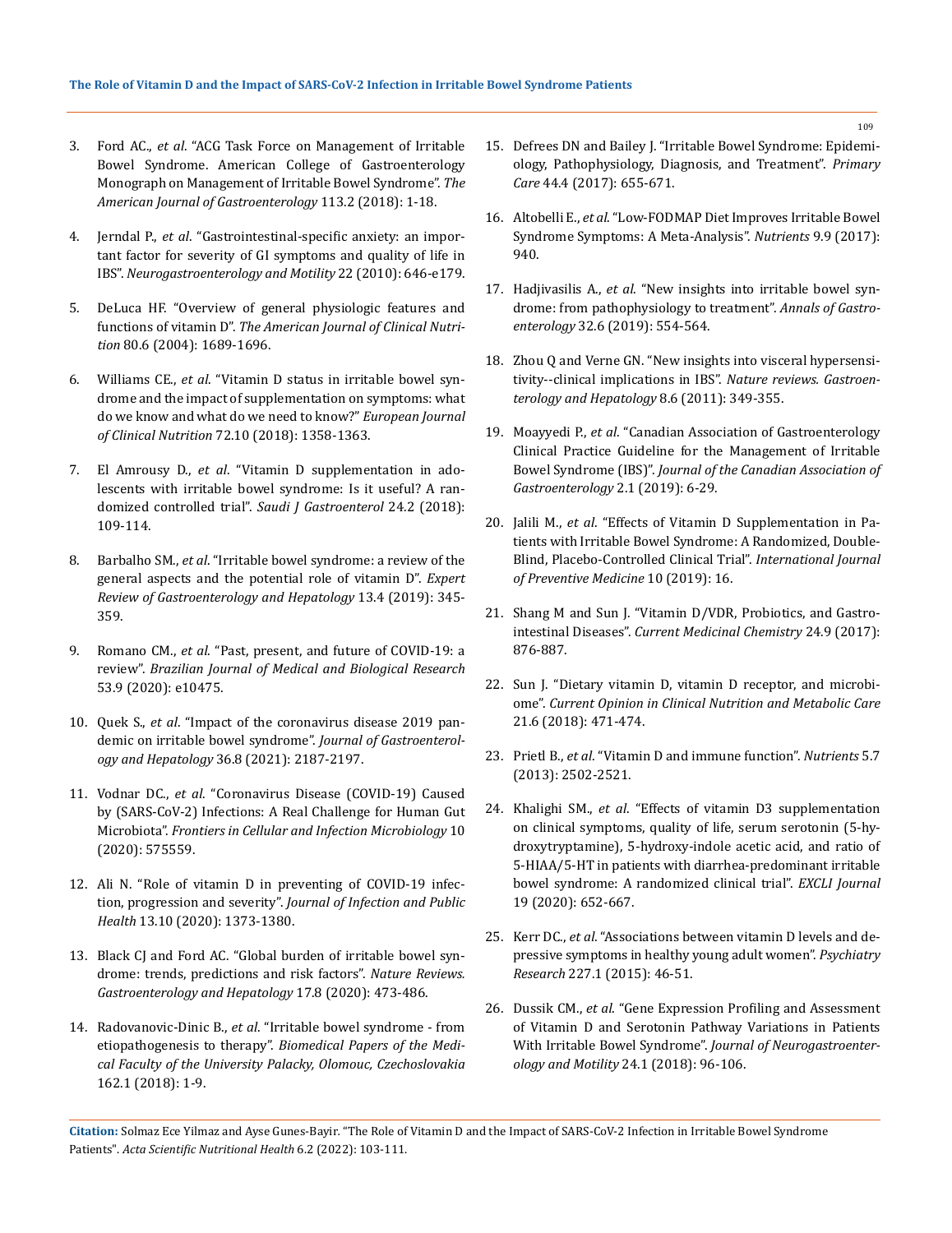3. Ford AC., *et al*. "ACG Task Force on Management of Irritable Bowel Syndrome. American College of Gastroenterology Monograph on Management of Irritable Bowel Syndrome". *The American Journal of Gastroenterology* 113.2 (2018): 1-18.

4. Jerndal P., *et al*. "Gastrointestinal-specific anxiety: an important factor for severity of GI symptoms and quality of life in IBS". *Neurogastroenterology and Motility* 22 (2010): 646-e179.

5. DeLuca HF. "Overview of general physiologic features and functions of vitamin D". *The American Journal of Clinical Nutrition* 80.6 (2004): 1689-1696.

6. Williams CE., *et al*. "Vitamin D status in irritable bowel syndrome and the impact of supplementation on symptoms: what do we know and what do we need to know?" *European Journal of Clinical Nutrition* 72.10 (2018): 1358-1363.

7. El Amrousy D., *et al*. "Vitamin D supplementation in adolescents with irritable bowel syndrome: Is it useful? A randomized controlled trial". *Saudi J Gastroenterol* 24.2 (2018): 109-114.

8. Barbalho SM., *et al*. "Irritable bowel syndrome: a review of the general aspects and the potential role of vitamin D". *Expert Review of Gastroenterology and Hepatology* 13.4 (2019): 345-359.

9. Romano CM., *et al*. "Past, present, and future of COVID-19: a review". *Brazilian Journal of Medical and Biological Research* 53.9 (2020): e10475.

10. Quek S., *et al*. "Impact of the coronavirus disease 2019 pandemic on irritable bowel syndrome". *Journal of Gastroenterology and Hepatology* 36.8 (2021): 2187-2197.

11. Vodnar DC., *et al*. "Coronavirus Disease (COVID-19) Caused by (SARS-CoV-2) Infections: A Real Challenge for Human Gut Microbiota". *Frontiers in Cellular and Infection Microbiology* 10 (2020): 575559.

12. Ali N. "Role of vitamin D in preventing of COVID-19 infection, progression and severity". *Journal of Infection and Public Health* 13.10 (2020): 1373-1380.

13. Black CJ and Ford AC. "Global burden of irritable bowel syndrome: trends, predictions and risk factors". *Nature Reviews. Gastroenterology and Hepatology* 17.8 (2020): 473-486.

14. Radovanovic-Dinic B., *et al*. "Irritable bowel syndrome - from etiopathogenesis to therapy". *Biomedical Papers of the Medical Faculty of the University Palacky, Olomouc, Czechoslovakia* 162.1 (2018): 1-9.

15. Defrees DN and Bailey J. "Irritable Bowel Syndrome: Epidemiology, Pathophysiology, Diagnosis, and Treatment". *Primary Care* 44.4 (2017): 655-671.

16. Altobelli E., *et al*. "Low-FODMAP Diet Improves Irritable Bowel Syndrome Symptoms: A Meta-Analysis". *Nutrients* 9.9 (2017): 940.

17. Hadjivasilis A., *et al*. "New insights into irritable bowel syndrome: from pathophysiology to treatment". *Annals of Gastroenterology* 32.6 (2019): 554-564.

18. Zhou Q and Verne GN. "New insights into visceral hypersensitivity--clinical implications in IBS". *Nature reviews. Gastroenterology and Hepatology* 8.6 (2011): 349-355.

19. Moayyedi P., *et al*. "Canadian Association of Gastroenterology Clinical Practice Guideline for the Management of Irritable Bowel Syndrome (IBS)". *Journal of the Canadian Association of Gastroenterology* 2.1 (2019): 6-29.

20. Jalili M., *et al*. "Effects of Vitamin D Supplementation in Patients with Irritable Bowel Syndrome: A Randomized, Double-Blind, Placebo-Controlled Clinical Trial". *International Journal of Preventive Medicine* 10 (2019): 16.

21. Shang M and Sun J. "Vitamin D/VDR, Probiotics, and Gastrointestinal Diseases". *Current Medicinal Chemistry* 24.9 (2017): 876-887.

22. Sun J. "Dietary vitamin D, vitamin D receptor, and microbiome". *Current Opinion in Clinical Nutrition and Metabolic Care* 21.6 (2018): 471-474.

23. Prietl B., *et al*. "Vitamin D and immune function". *Nutrients* 5.7 (2013): 2502-2521.

24. Khalighi SM., *et al*. "Effects of vitamin D3 supplementation on clinical symptoms, quality of life, serum serotonin (5-hydroxytryptamine), 5-hydroxy-indole acetic acid, and ratio of 5-HIAA/5-HT in patients with diarrhea-predominant irritable bowel syndrome: A randomized clinical trial". *EXCLI Journal* 19 (2020): 652-667.

25. Kerr DC., *et al*. "Associations between vitamin D levels and depressive symptoms in healthy young adult women". *Psychiatry Research* 227.1 (2015): 46-51.

26. Dussik CM., *et al*. "Gene Expression Profiling and Assessment of Vitamin D and Serotonin Pathway Variations in Patients With Irritable Bowel Syndrome". *Journal of Neurogastroenterology and Motility* 24.1 (2018): 96-106.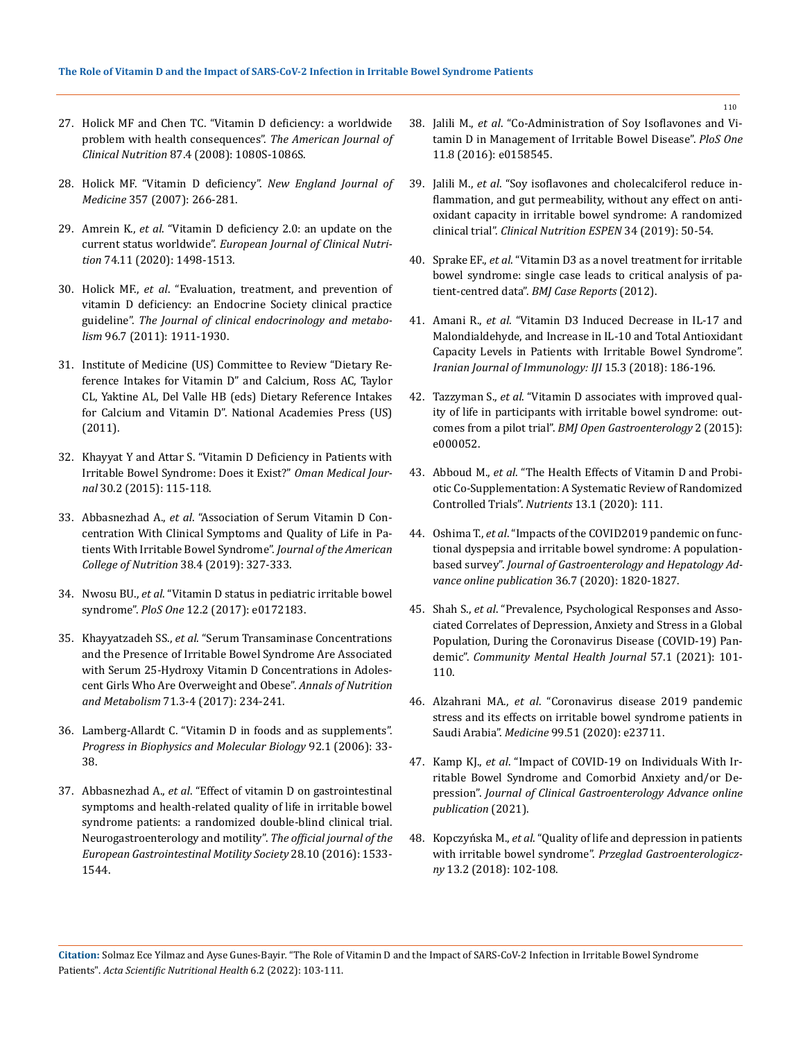27. Holick MF and Chen TC. "Vitamin D deficiency: a worldwide problem with health consequences". *The American Journal of Clinical Nutrition* 87.4 (2008): 1080S-1086S.

28. Holick MF. "Vitamin D deficiency". *New England Journal of Medicine* 357 (2007): 266-281.

29. Amrein K., *et al*. "Vitamin D deficiency 2.0: an update on the current status worldwide". *European Journal of Clinical Nutrition* 74.11 (2020): 1498-1513.

30. Holick MF., *et al*. "Evaluation, treatment, and prevention of vitamin D deficiency: an Endocrine Society clinical practice guideline". *The Journal of clinical endocrinology and metabolism* 96.7 (2011): 1911-1930.

31. Institute of Medicine (US) Committee to Review "Dietary Reference Intakes for Vitamin D" and Calcium, Ross AC, Taylor CL, Yaktine AL, Del Valle HB (eds) Dietary Reference Intakes for Calcium and Vitamin D". National Academies Press (US) (2011).

32. Khayyat Y and Attar S. "Vitamin D Deficiency in Patients with Irritable Bowel Syndrome: Does it Exist?" *Oman Medical Journal* 30.2 (2015): 115-118.

33. Abbasnezhad A., *et al*. "Association of Serum Vitamin D Concentration With Clinical Symptoms and Quality of Life in Patients With Irritable Bowel Syndrome". *Journal of the American College of Nutrition* 38.4 (2019): 327-333.

34. Nwosu BU., *et al*. "Vitamin D status in pediatric irritable bowel syndrome". *PloS One* 12.2 (2017): e0172183.

35. Khayyatzadeh SS., *et al*. "Serum Transaminase Concentrations and the Presence of Irritable Bowel Syndrome Are Associated with Serum 25-Hydroxy Vitamin D Concentrations in Adolescent Girls Who Are Overweight and Obese". *Annals of Nutrition and Metabolism* 71.3-4 (2017): 234-241.

36. Lamberg-Allardt C. "Vitamin D in foods and as supplements". *Progress in Biophysics and Molecular Biology* 92.1 (2006): 33-38.

37. Abbasnezhad A., *et al*. "Effect of vitamin D on gastrointestinal symptoms and health-related quality of life in irritable bowel syndrome patients: a randomized double-blind clinical trial. Neurogastroenterology and motility". *The official journal of the European Gastrointestinal Motility Society* 28.10 (2016): 1533-1544.

38. Jalili M., *et al*. "Co-Administration of Soy Isoflavones and Vitamin D in Management of Irritable Bowel Disease". *PloS One* 11.8 (2016): e0158545.

39. Jalili M., *et al*. "Soy isoflavones and cholecalciferol reduce inflammation, and gut permeability, without any effect on antioxidant capacity in irritable bowel syndrome: A randomized clinical trial". *Clinical Nutrition ESPEN* 34 (2019): 50-54.

40. Sprake EF., *et al*. "Vitamin D3 as a novel treatment for irritable bowel syndrome: single case leads to critical analysis of patient-centred data". *BMJ Case Reports* (2012).

41. Amani R., *et al*. "Vitamin D3 Induced Decrease in IL-17 and Malondialdehyde, and Increase in IL-10 and Total Antioxidant Capacity Levels in Patients with Irritable Bowel Syndrome". *Iranian Journal of Immunology: IJI* 15.3 (2018): 186-196.

42. Tazzyman S., *et al*. "Vitamin D associates with improved quality of life in participants with irritable bowel syndrome: outcomes from a pilot trial". *BMJ Open Gastroenterology* 2 (2015): e000052.

43. Abboud M., *et al*. "The Health Effects of Vitamin D and Probiotic Co-Supplementation: A Systematic Review of Randomized Controlled Trials". *Nutrients* 13.1 (2020): 111.

44. Oshima T., *et al*. "Impacts of the COVID2019 pandemic on functional dyspepsia and irritable bowel syndrome: A population-based survey". *Journal of Gastroenterology and Hepatology Advance online publication* 36.7 (2020): 1820-1827.

45. Shah S., *et al*. "Prevalence, Psychological Responses and Associated Correlates of Depression, Anxiety and Stress in a Global Population, During the Coronavirus Disease (COVID-19) Pandemic". *Community Mental Health Journal* 57.1 (2021): 101-110.

46. Alzahrani MA., *et al*. "Coronavirus disease 2019 pandemic stress and its effects on irritable bowel syndrome patients in Saudi Arabia". *Medicine* 99.51 (2020): e23711.

47. Kamp KJ., *et al*. "Impact of COVID-19 on Individuals With Irritable Bowel Syndrome and Comorbid Anxiety and/or Depression". *Journal of Clinical Gastroenterology Advance online publication* (2021).

48. Kopczyńska M., *et al*. "Quality of life and depression in patients with irritable bowel syndrome". *Przeglad Gastroenterologiczny* 13.2 (2018): 102-108.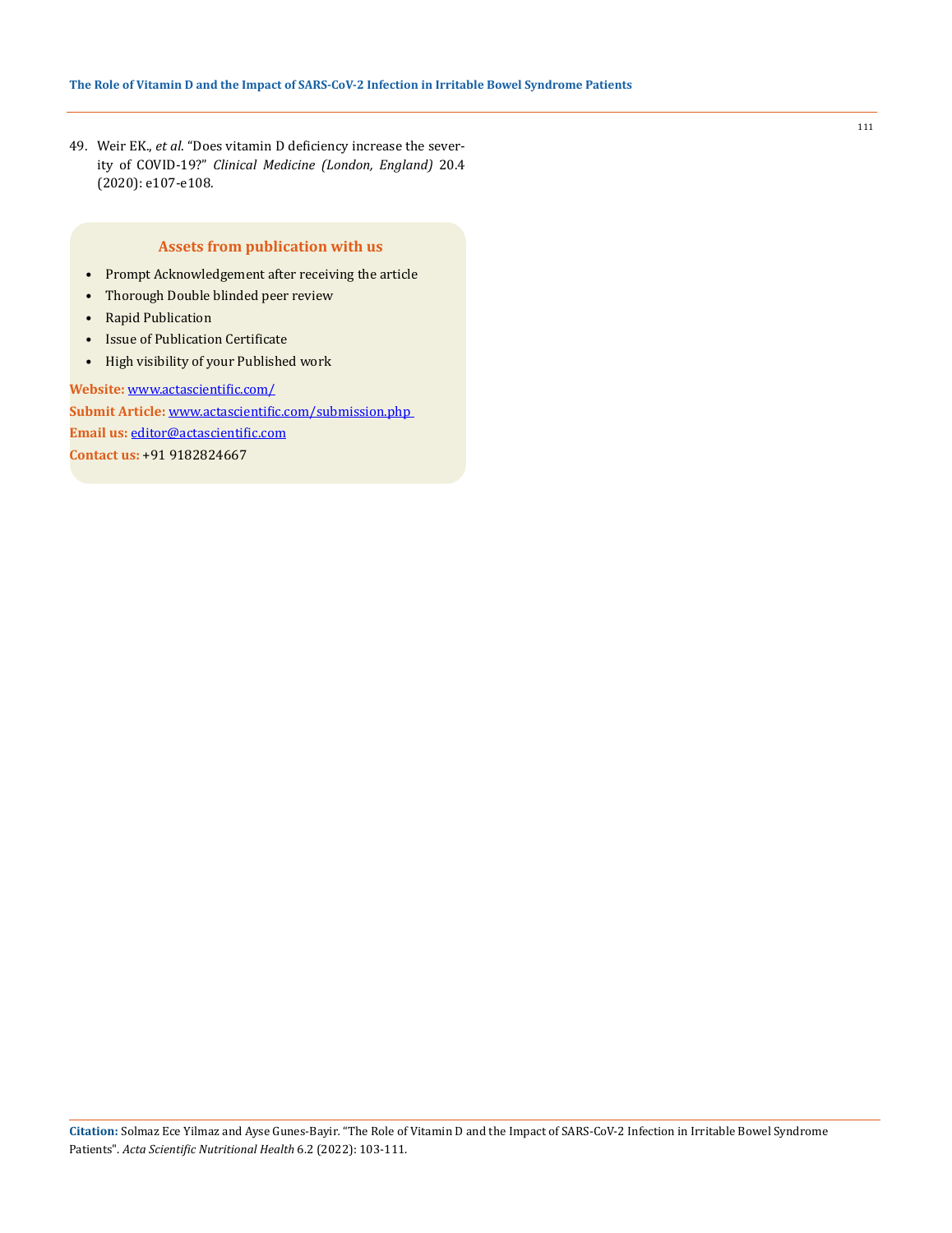49. Weir EK., *et al*. "Does vitamin D deficiency increase the severity of COVID-19?" *Clinical Medicine (London, England)* 20.4 (2020): e107-e108.

### Assets from publication with us

- Prompt Acknowledgement after receiving the article
- Thorough Double blinded peer review
- Rapid Publication
- Issue of Publication Certificate
- High visibility of your Published work

**Website:** www.actascientific.com/

**Submit Article:** www.actascientific.com/submission.php

**Email us:** editor@actascientific.com

**Contact us:** +91 9182824667